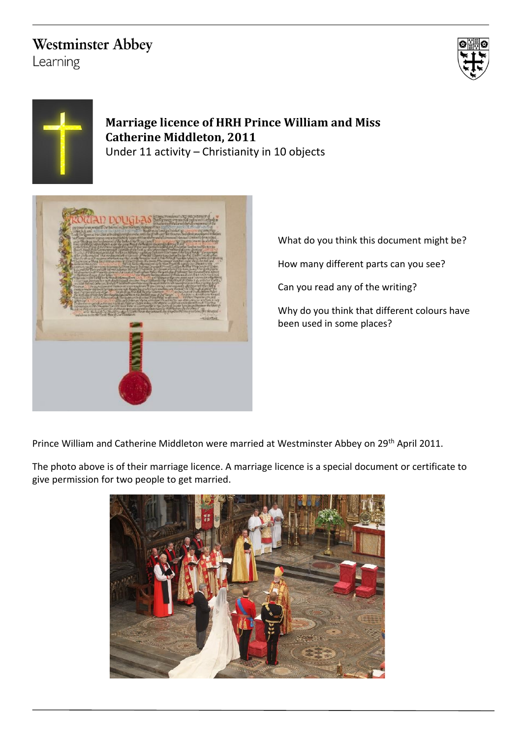**Westminster Abbey**
Learning

## Marriage licence of HRH Prince William and Miss Catherine Middleton, 2011

Under 11 activity – Christianity in 10 objects

What do you think this document might be?

How many different parts can you see?

Can you read any of the writing?

Why do you think that different colours have been used in some places?

Prince William and Catherine Middleton were married at Westminster Abbey on 29th April 2011.

The photo above is of their marriage licence. A marriage licence is a special document or certificate to give permission for two people to get married.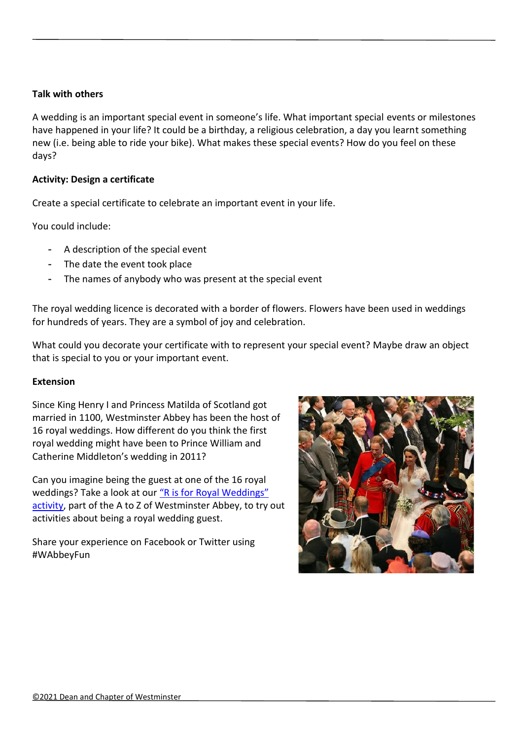**Talk with others**

A wedding is an important special event in someone's life. What important special events or milestones have happened in your life? It could be a birthday, a religious celebration, a day you learnt something new (i.e. being able to ride your bike). What makes these special events? How do you feel on these days?

**Activity: Design a certificate**

Create a special certificate to celebrate an important event in your life.

You could include:

- A description of the special event
- The date the event took place
- The names of anybody who was present at the special event

The royal wedding licence is decorated with a border of flowers. Flowers have been used in weddings for hundreds of years. They are a symbol of joy and celebration.

What could you decorate your certificate with to represent your special event? Maybe draw an object that is special to you or your important event.

**Extension**

Since King Henry I and Princess Matilda of Scotland got married in 1100, Westminster Abbey has been the host of 16 royal weddings. How different do you think the first royal wedding might have been to Prince William and Catherine Middleton's wedding in 2011?

Can you imagine being the guest at one of the 16 royal weddings? Take a look at our "R is for Royal Weddings" activity, part of the A to Z of Westminster Abbey, to try out activities about being a royal wedding guest.

Share your experience on Facebook or Twitter using #WAbbeyFun

©2021 Dean and Chapter of Westminster